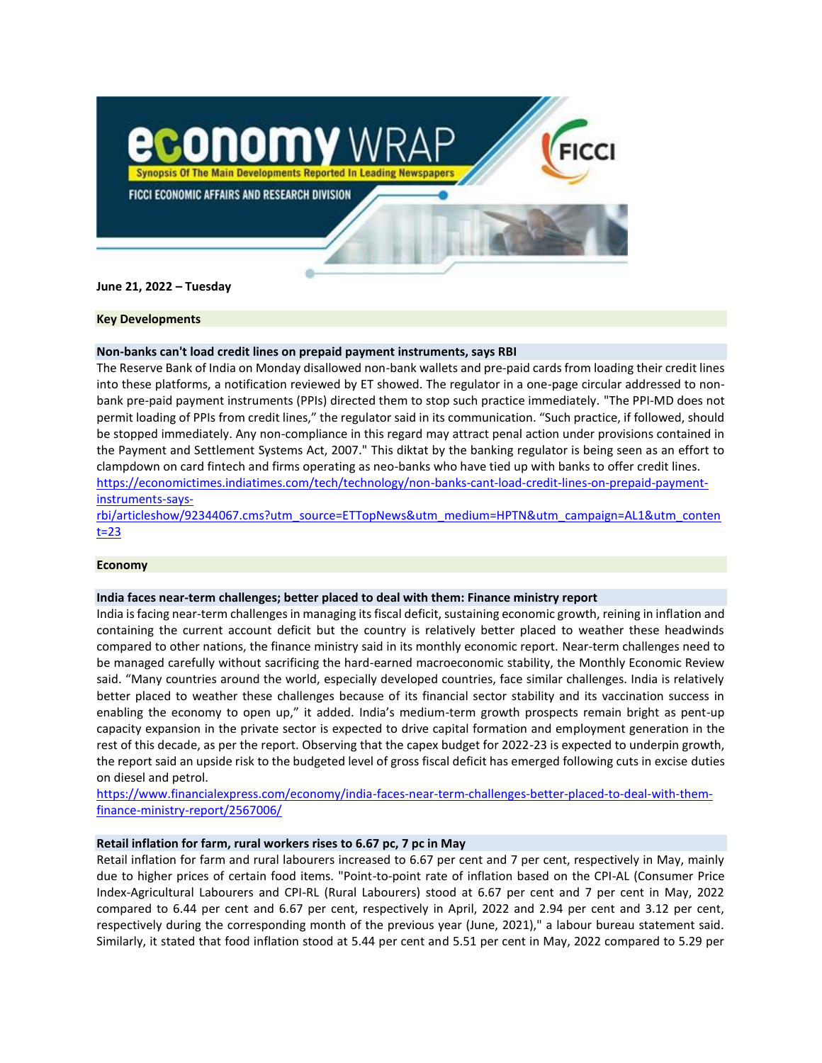June 21, 2022 – Tuesday

## Key Developments

### Non-banks can't load credit lines on prepaid payment instruments, says RBI

The Reserve Bank of India on Monday disallowed non-bank wallets and pre-paid cards from loading their credit lines into these platforms, a notification reviewed by ET showed. The regulator in a one-page circular addressed to non-bank pre-paid payment instruments (PPIs) directed them to stop such practice immediately. "The PPI-MD does not permit loading of PPIs from credit lines," the regulator said in its communication. "Such practice, if followed, should be stopped immediately. Any non-compliance in this regard may attract penal action under provisions contained in the Payment and Settlement Systems Act, 2007." This diktat by the banking regulator is being seen as an effort to clampdown on card fintech and firms operating as neo-banks who have tied up with banks to offer credit lines.
https://economictimes.indiatimes.com/tech/technology/non-banks-cant-load-credit-lines-on-prepaid-payment-instruments-says-rbi/articleshow/92344067.cms?utm_source=ETTopNews&utm_medium=HPTN&utm_campaign=AL1&utm_content=23

## Economy

### India faces near-term challenges; better placed to deal with them: Finance ministry report

India is facing near-term challenges in managing its fiscal deficit, sustaining economic growth, reining in inflation and containing the current account deficit but the country is relatively better placed to weather these headwinds compared to other nations, the finance ministry said in its monthly economic report. Near-term challenges need to be managed carefully without sacrificing the hard-earned macroeconomic stability, the Monthly Economic Review said. "Many countries around the world, especially developed countries, face similar challenges. India is relatively better placed to weather these challenges because of its financial sector stability and its vaccination success in enabling the economy to open up," it added. India's medium-term growth prospects remain bright as pent-up capacity expansion in the private sector is expected to drive capital formation and employment generation in the rest of this decade, as per the report. Observing that the capex budget for 2022-23 is expected to underpin growth, the report said an upside risk to the budgeted level of gross fiscal deficit has emerged following cuts in excise duties on diesel and petrol.
https://www.financialexpress.com/economy/india-faces-near-term-challenges-better-placed-to-deal-with-them-finance-ministry-report/2567006/

### Retail inflation for farm, rural workers rises to 6.67 pc, 7 pc in May

Retail inflation for farm and rural labourers increased to 6.67 per cent and 7 per cent, respectively in May, mainly due to higher prices of certain food items. "Point-to-point rate of inflation based on the CPI-AL (Consumer Price Index-Agricultural Labourers and CPI-RL (Rural Labourers) stood at 6.67 per cent and 7 per cent in May, 2022 compared to 6.44 per cent and 6.67 per cent, respectively in April, 2022 and 2.94 per cent and 3.12 per cent, respectively during the corresponding month of the previous year (June, 2021)," a labour bureau statement said. Similarly, it stated that food inflation stood at 5.44 per cent and 5.51 per cent in May, 2022 compared to 5.29 per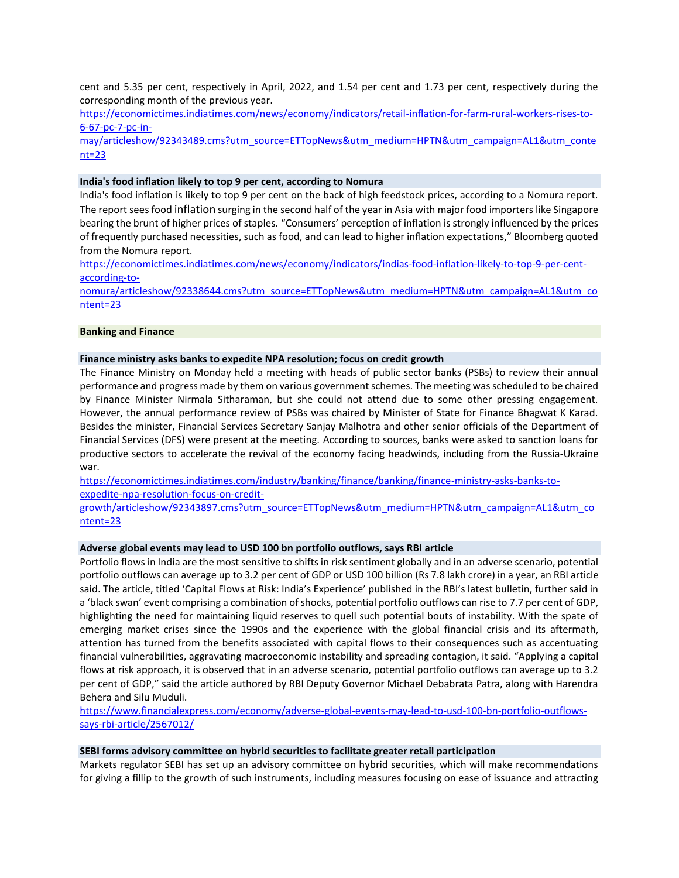cent and 5.35 per cent, respectively in April, 2022, and 1.54 per cent and 1.73 per cent, respectively during the corresponding month of the previous year.
https://economictimes.indiatimes.com/news/economy/indicators/retail-inflation-for-farm-rural-workers-rises-to-6-67-pc-7-pc-in-may/articleshow/92343489.cms?utm_source=ETTopNews&utm_medium=HPTN&utm_campaign=AL1&utm_content=23

**India's food inflation likely to top 9 per cent, according to Nomura**

India's food inflation is likely to top 9 per cent on the back of high feedstock prices, according to a Nomura report. The report sees food inflation surging in the second half of the year in Asia with major food importers like Singapore bearing the brunt of higher prices of staples. "Consumers' perception of inflation is strongly influenced by the prices of frequently purchased necessities, such as food, and can lead to higher inflation expectations," Bloomberg quoted from the Nomura report.
https://economictimes.indiatimes.com/news/economy/indicators/indias-food-inflation-likely-to-top-9-per-cent-according-to-nomura/articleshow/92338644.cms?utm_source=ETTopNews&utm_medium=HPTN&utm_campaign=AL1&utm_content=23

## Banking and Finance

**Finance ministry asks banks to expedite NPA resolution; focus on credit growth**

The Finance Ministry on Monday held a meeting with heads of public sector banks (PSBs) to review their annual performance and progress made by them on various government schemes. The meeting was scheduled to be chaired by Finance Minister Nirmala Sitharaman, but she could not attend due to some other pressing engagement. However, the annual performance review of PSBs was chaired by Minister of State for Finance Bhagwat K Karad. Besides the minister, Financial Services Secretary Sanjay Malhotra and other senior officials of the Department of Financial Services (DFS) were present at the meeting. According to sources, banks were asked to sanction loans for productive sectors to accelerate the revival of the economy facing headwinds, including from the Russia-Ukraine war.
https://economictimes.indiatimes.com/industry/banking/finance/banking/finance-ministry-asks-banks-to-expedite-npa-resolution-focus-on-credit-growth/articleshow/92343897.cms?utm_source=ETTopNews&utm_medium=HPTN&utm_campaign=AL1&utm_content=23

**Adverse global events may lead to USD 100 bn portfolio outflows, says RBI article**

Portfolio flows in India are the most sensitive to shifts in risk sentiment globally and in an adverse scenario, potential portfolio outflows can average up to 3.2 per cent of GDP or USD 100 billion (Rs 7.8 lakh crore) in a year, an RBI article said. The article, titled 'Capital Flows at Risk: India's Experience' published in the RBI's latest bulletin, further said in a 'black swan' event comprising a combination of shocks, potential portfolio outflows can rise to 7.7 per cent of GDP, highlighting the need for maintaining liquid reserves to quell such potential bouts of instability. With the spate of emerging market crises since the 1990s and the experience with the global financial crisis and its aftermath, attention has turned from the benefits associated with capital flows to their consequences such as accentuating financial vulnerabilities, aggravating macroeconomic instability and spreading contagion, it said. "Applying a capital flows at risk approach, it is observed that in an adverse scenario, potential portfolio outflows can average up to 3.2 per cent of GDP," said the article authored by RBI Deputy Governor Michael Debabrata Patra, along with Harendra Behera and Silu Muduli.
https://www.financialexpress.com/economy/adverse-global-events-may-lead-to-usd-100-bn-portfolio-outflows-says-rbi-article/2567012/

**SEBI forms advisory committee on hybrid securities to facilitate greater retail participation**

Markets regulator SEBI has set up an advisory committee on hybrid securities, which will make recommendations for giving a fillip to the growth of such instruments, including measures focusing on ease of issuance and attracting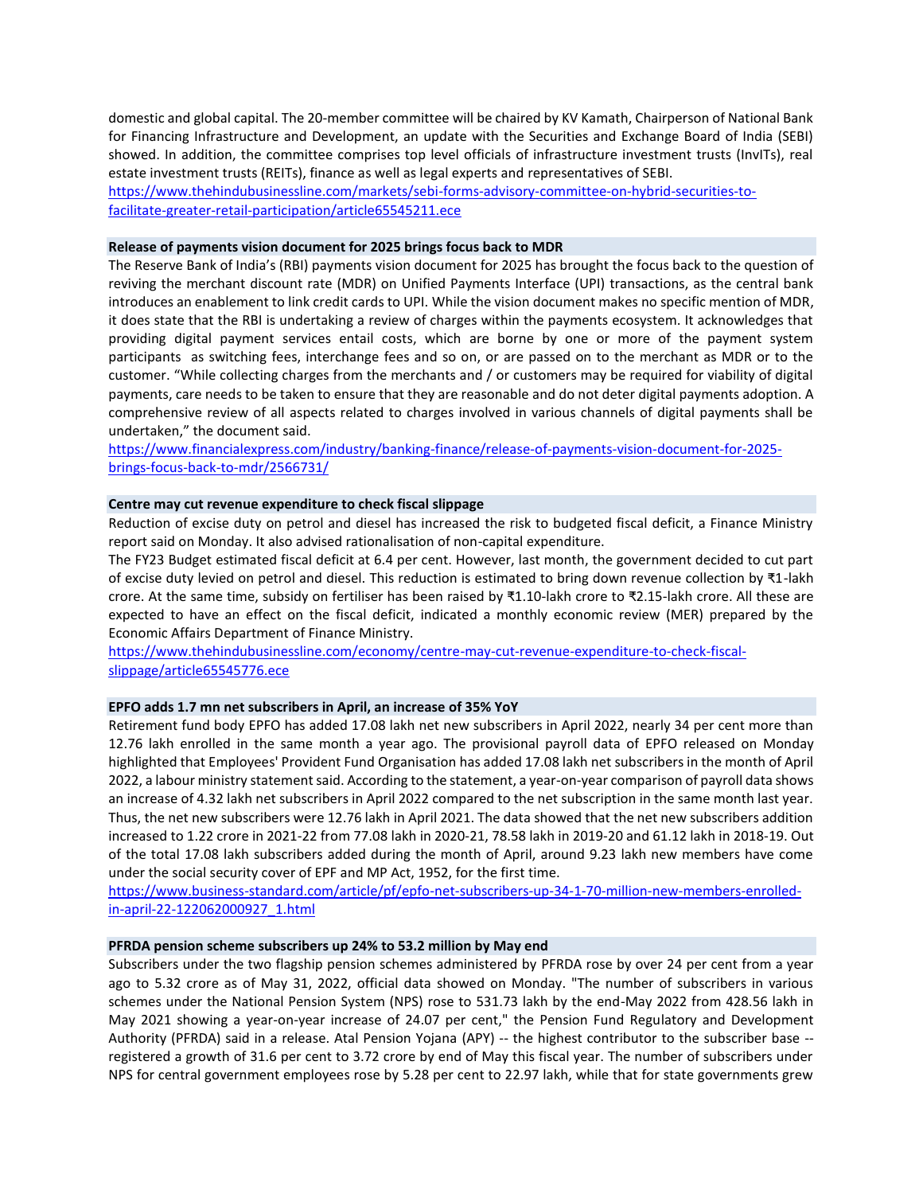domestic and global capital. The 20-member committee will be chaired by KV Kamath, Chairperson of National Bank for Financing Infrastructure and Development, an update with the Securities and Exchange Board of India (SEBI) showed. In addition, the committee comprises top level officials of infrastructure investment trusts (InvITs), real estate investment trusts (REITs), finance as well as legal experts and representatives of SEBI.
https://www.thehindubusinessline.com/markets/sebi-forms-advisory-committee-on-hybrid-securities-to-facilitate-greater-retail-participation/article65545211.ece

**Release of payments vision document for 2025 brings focus back to MDR**

The Reserve Bank of India's (RBI) payments vision document for 2025 has brought the focus back to the question of reviving the merchant discount rate (MDR) on Unified Payments Interface (UPI) transactions, as the central bank introduces an enablement to link credit cards to UPI. While the vision document makes no specific mention of MDR, it does state that the RBI is undertaking a review of charges within the payments ecosystem. It acknowledges that providing digital payment services entail costs, which are borne by one or more of the payment system participants as switching fees, interchange fees and so on, or are passed on to the merchant as MDR or to the customer. "While collecting charges from the merchants and / or customers may be required for viability of digital payments, care needs to be taken to ensure that they are reasonable and do not deter digital payments adoption. A comprehensive review of all aspects related to charges involved in various channels of digital payments shall be undertaken," the document said.
https://www.financialexpress.com/industry/banking-finance/release-of-payments-vision-document-for-2025-brings-focus-back-to-mdr/2566731/

**Centre may cut revenue expenditure to check fiscal slippage**

Reduction of excise duty on petrol and diesel has increased the risk to budgeted fiscal deficit, a Finance Ministry report said on Monday. It also advised rationalisation of non-capital expenditure.

The FY23 Budget estimated fiscal deficit at 6.4 per cent. However, last month, the government decided to cut part of excise duty levied on petrol and diesel. This reduction is estimated to bring down revenue collection by ₹1-lakh crore. At the same time, subsidy on fertiliser has been raised by ₹1.10-lakh crore to ₹2.15-lakh crore. All these are expected to have an effect on the fiscal deficit, indicated a monthly economic review (MER) prepared by the Economic Affairs Department of Finance Ministry.
https://www.thehindubusinessline.com/economy/centre-may-cut-revenue-expenditure-to-check-fiscal-slippage/article65545776.ece

**EPFO adds 1.7 mn net subscribers in April, an increase of 35% YoY**

Retirement fund body EPFO has added 17.08 lakh net new subscribers in April 2022, nearly 34 per cent more than 12.76 lakh enrolled in the same month a year ago. The provisional payroll data of EPFO released on Monday highlighted that Employees' Provident Fund Organisation has added 17.08 lakh net subscribers in the month of April 2022, a labour ministry statement said. According to the statement, a year-on-year comparison of payroll data shows an increase of 4.32 lakh net subscribers in April 2022 compared to the net subscription in the same month last year. Thus, the net new subscribers were 12.76 lakh in April 2021. The data showed that the net new subscribers addition increased to 1.22 crore in 2021-22 from 77.08 lakh in 2020-21, 78.58 lakh in 2019-20 and 61.12 lakh in 2018-19. Out of the total 17.08 lakh subscribers added during the month of April, around 9.23 lakh new members have come under the social security cover of EPF and MP Act, 1952, for the first time.
https://www.business-standard.com/article/pf/epfo-net-subscribers-up-34-1-70-million-new-members-enrolled-in-april-22-122062000927_1.html

**PFRDA pension scheme subscribers up 24% to 53.2 million by May end**

Subscribers under the two flagship pension schemes administered by PFRDA rose by over 24 per cent from a year ago to 5.32 crore as of May 31, 2022, official data showed on Monday. "The number of subscribers in various schemes under the National Pension System (NPS) rose to 531.73 lakh by the end-May 2022 from 428.56 lakh in May 2021 showing a year-on-year increase of 24.07 per cent," the Pension Fund Regulatory and Development Authority (PFRDA) said in a release. Atal Pension Yojana (APY) -- the highest contributor to the subscriber base -- registered a growth of 31.6 per cent to 3.72 crore by end of May this fiscal year. The number of subscribers under NPS for central government employees rose by 5.28 per cent to 22.97 lakh, while that for state governments grew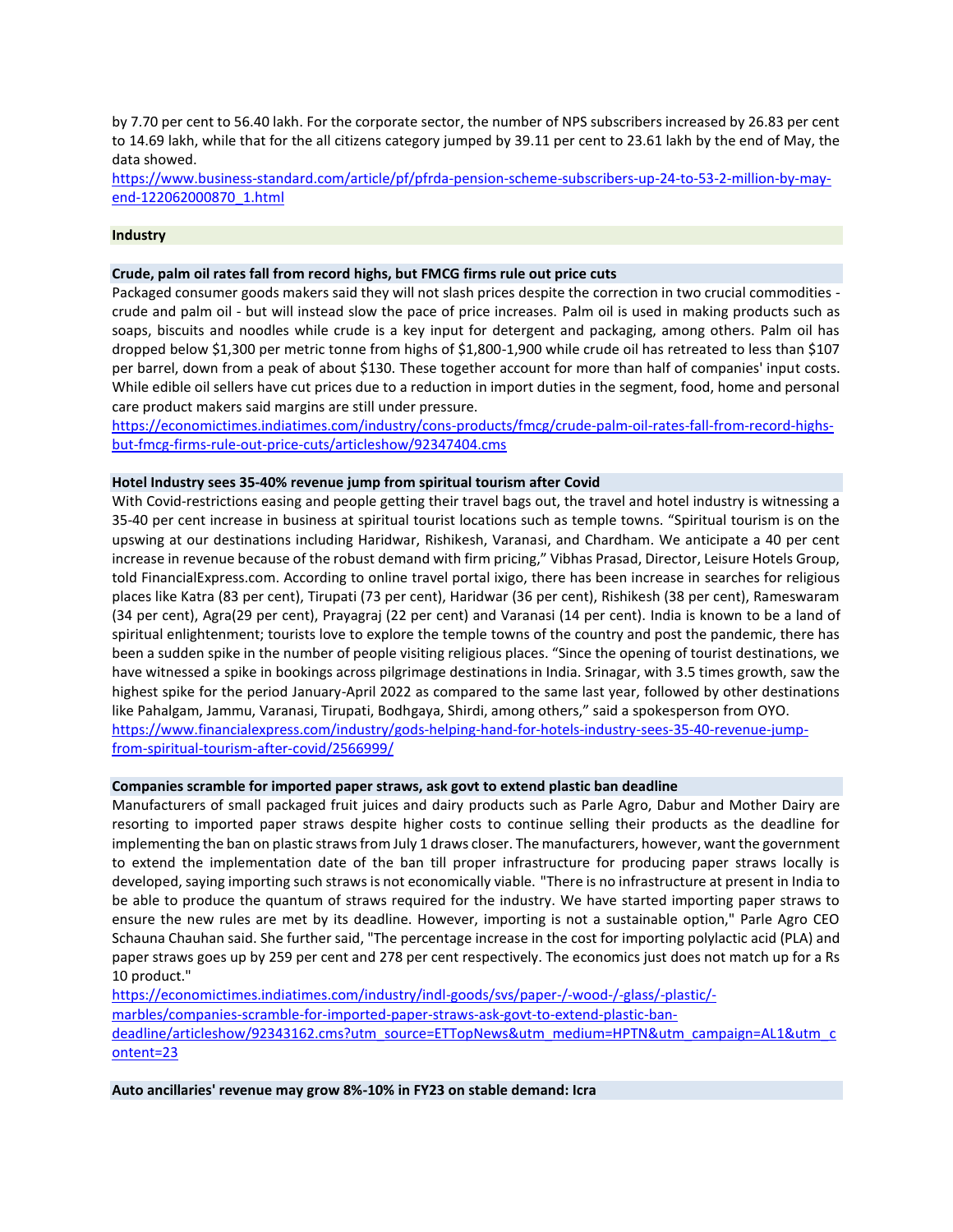by 7.70 per cent to 56.40 lakh. For the corporate sector, the number of NPS subscribers increased by 26.83 per cent to 14.69 lakh, while that for the all citizens category jumped by 39.11 per cent to 23.61 lakh by the end of May, the data showed.
https://www.business-standard.com/article/pf/pfrda-pension-scheme-subscribers-up-24-to-53-2-million-by-may-end-122062000870_1.html

## Industry

### Crude, palm oil rates fall from record highs, but FMCG firms rule out price cuts

Packaged consumer goods makers said they will not slash prices despite the correction in two crucial commodities - crude and palm oil - but will instead slow the pace of price increases. Palm oil is used in making products such as soaps, biscuits and noodles while crude is a key input for detergent and packaging, among others. Palm oil has dropped below $1,300 per metric tonne from highs of $1,800-1,900 while crude oil has retreated to less than $107 per barrel, down from a peak of about $130. These together account for more than half of companies' input costs. While edible oil sellers have cut prices due to a reduction in import duties in the segment, food, home and personal care product makers said margins are still under pressure.
https://economictimes.indiatimes.com/industry/cons-products/fmcg/crude-palm-oil-rates-fall-from-record-highs-but-fmcg-firms-rule-out-price-cuts/articleshow/92347404.cms

### Hotel Industry sees 35-40% revenue jump from spiritual tourism after Covid

With Covid-restrictions easing and people getting their travel bags out, the travel and hotel industry is witnessing a 35-40 per cent increase in business at spiritual tourist locations such as temple towns. "Spiritual tourism is on the upswing at our destinations including Haridwar, Rishikesh, Varanasi, and Chardham. We anticipate a 40 per cent increase in revenue because of the robust demand with firm pricing," Vibhas Prasad, Director, Leisure Hotels Group, told FinancialExpress.com. According to online travel portal ixigo, there has been increase in searches for religious places like Katra (83 per cent), Tirupati (73 per cent), Haridwar (36 per cent), Rishikesh (38 per cent), Rameswaram (34 per cent), Agra(29 per cent), Prayagraj (22 per cent) and Varanasi (14 per cent). India is known to be a land of spiritual enlightenment; tourists love to explore the temple towns of the country and post the pandemic, there has been a sudden spike in the number of people visiting religious places. "Since the opening of tourist destinations, we have witnessed a spike in bookings across pilgrimage destinations in India. Srinagar, with 3.5 times growth, saw the highest spike for the period January-April 2022 as compared to the same last year, followed by other destinations like Pahalgam, Jammu, Varanasi, Tirupati, Bodhgaya, Shirdi, among others," said a spokesperson from OYO.
https://www.financialexpress.com/industry/gods-helping-hand-for-hotels-industry-sees-35-40-revenue-jump-from-spiritual-tourism-after-covid/2566999/

### Companies scramble for imported paper straws, ask govt to extend plastic ban deadline

Manufacturers of small packaged fruit juices and dairy products such as Parle Agro, Dabur and Mother Dairy are resorting to imported paper straws despite higher costs to continue selling their products as the deadline for implementing the ban on plastic straws from July 1 draws closer. The manufacturers, however, want the government to extend the implementation date of the ban till proper infrastructure for producing paper straws locally is developed, saying importing such straws is not economically viable. "There is no infrastructure at present in India to be able to produce the quantum of straws required for the industry. We have started importing paper straws to ensure the new rules are met by its deadline. However, importing is not a sustainable option," Parle Agro CEO Schauna Chauhan said. She further said, "The percentage increase in the cost for importing polylactic acid (PLA) and paper straws goes up by 259 per cent and 278 per cent respectively. The economics just does not match up for a Rs 10 product."
https://economictimes.indiatimes.com/industry/indl-goods/svs/paper-/-wood-/-glass/-plastic/-marbles/companies-scramble-for-imported-paper-straws-ask-govt-to-extend-plastic-ban-deadline/articleshow/92343162.cms?utm_source=ETTopNews&utm_medium=HPTN&utm_campaign=AL1&utm_content=23

### Auto ancillaries' revenue may grow 8%-10% in FY23 on stable demand: Icra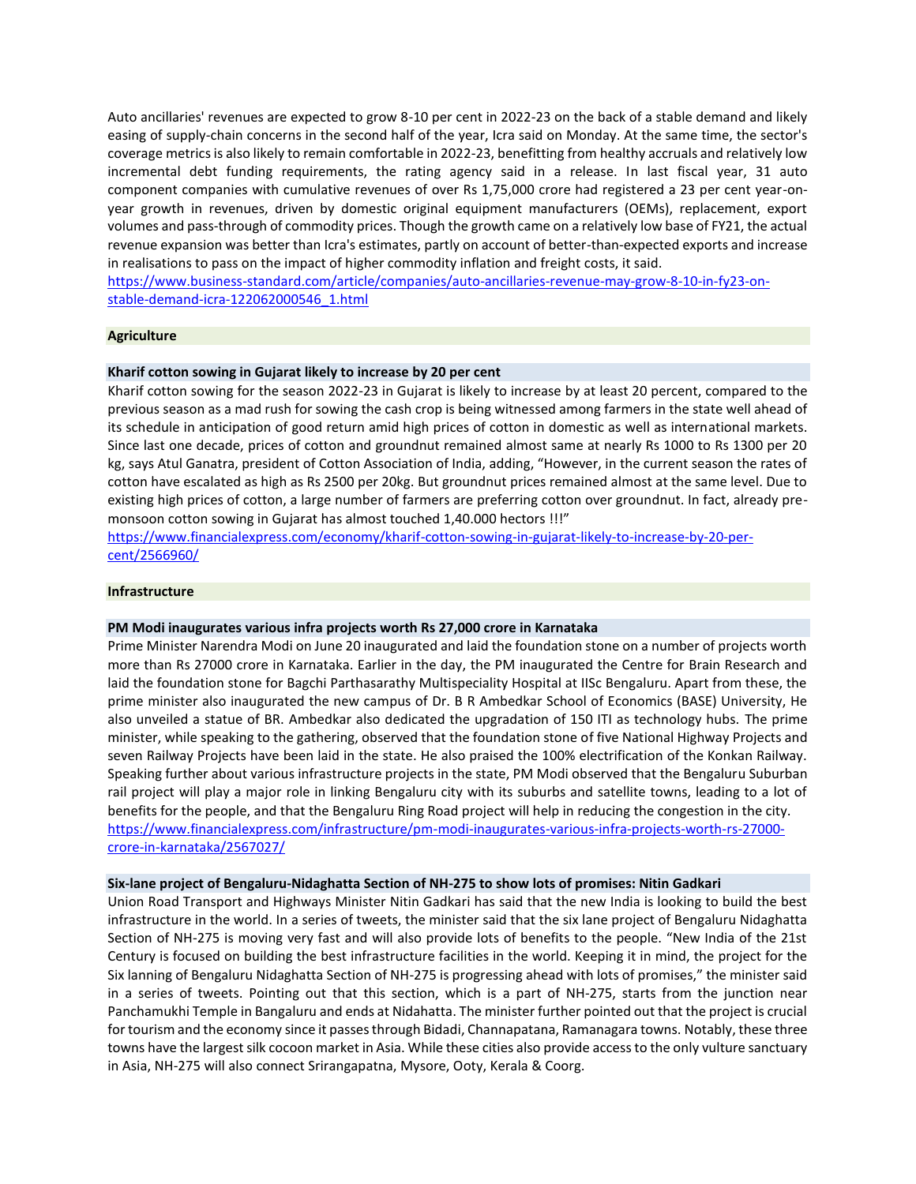Auto ancillaries' revenues are expected to grow 8-10 per cent in 2022-23 on the back of a stable demand and likely easing of supply-chain concerns in the second half of the year, Icra said on Monday. At the same time, the sector's coverage metrics is also likely to remain comfortable in 2022-23, benefitting from healthy accruals and relatively low incremental debt funding requirements, the rating agency said in a release. In last fiscal year, 31 auto component companies with cumulative revenues of over Rs 1,75,000 crore had registered a 23 per cent year-on-year growth in revenues, driven by domestic original equipment manufacturers (OEMs), replacement, export volumes and pass-through of commodity prices. Though the growth came on a relatively low base of FY21, the actual revenue expansion was better than Icra's estimates, partly on account of better-than-expected exports and increase in realisations to pass on the impact of higher commodity inflation and freight costs, it said.
https://www.business-standard.com/article/companies/auto-ancillaries-revenue-may-grow-8-10-in-fy23-on-stable-demand-icra-122062000546_1.html

## Agriculture

### Kharif cotton sowing in Gujarat likely to increase by 20 per cent

Kharif cotton sowing for the season 2022-23 in Gujarat is likely to increase by at least 20 percent, compared to the previous season as a mad rush for sowing the cash crop is being witnessed among farmers in the state well ahead of its schedule in anticipation of good return amid high prices of cotton in domestic as well as international markets. Since last one decade, prices of cotton and groundnut remained almost same at nearly Rs 1000 to Rs 1300 per 20 kg, says Atul Ganatra, president of Cotton Association of India, adding, "However, in the current season the rates of cotton have escalated as high as Rs 2500 per 20kg. But groundnut prices remained almost at the same level. Due to existing high prices of cotton, a large number of farmers are preferring cotton over groundnut. In fact, already pre-monsoon cotton sowing in Gujarat has almost touched 1,40.000 hectors !!!"
https://www.financialexpress.com/economy/kharif-cotton-sowing-in-gujarat-likely-to-increase-by-20-per-cent/2566960/

## Infrastructure

### PM Modi inaugurates various infra projects worth Rs 27,000 crore in Karnataka

Prime Minister Narendra Modi on June 20 inaugurated and laid the foundation stone on a number of projects worth more than Rs 27000 crore in Karnataka. Earlier in the day, the PM inaugurated the Centre for Brain Research and laid the foundation stone for Bagchi Parthasarathy Multispeciality Hospital at IISc Bengaluru. Apart from these, the prime minister also inaugurated the new campus of Dr. B R Ambedkar School of Economics (BASE) University, He also unveiled a statue of BR. Ambedkar also dedicated the upgradation of 150 ITI as technology hubs. The prime minister, while speaking to the gathering, observed that the foundation stone of five National Highway Projects and seven Railway Projects have been laid in the state. He also praised the 100% electrification of the Konkan Railway. Speaking further about various infrastructure projects in the state, PM Modi observed that the Bengaluru Suburban rail project will play a major role in linking Bengaluru city with its suburbs and satellite towns, leading to a lot of benefits for the people, and that the Bengaluru Ring Road project will help in reducing the congestion in the city.
https://www.financialexpress.com/infrastructure/pm-modi-inaugurates-various-infra-projects-worth-rs-27000-crore-in-karnataka/2567027/

### Six-lane project of Bengaluru-Nidaghatta Section of NH-275 to show lots of promises: Nitin Gadkari

Union Road Transport and Highways Minister Nitin Gadkari has said that the new India is looking to build the best infrastructure in the world. In a series of tweets, the minister said that the six lane project of Bengaluru Nidaghatta Section of NH-275 is moving very fast and will also provide lots of benefits to the people. "New India of the 21st Century is focused on building the best infrastructure facilities in the world. Keeping it in mind, the project for the Six lanning of Bengaluru Nidaghatta Section of NH-275 is progressing ahead with lots of promises," the minister said in a series of tweets. Pointing out that this section, which is a part of NH-275, starts from the junction near Panchamukhi Temple in Bangaluru and ends at Nidahatta. The minister further pointed out that the project is crucial for tourism and the economy since it passes through Bidadi, Channapatana, Ramanagara towns. Notably, these three towns have the largest silk cocoon market in Asia. While these cities also provide access to the only vulture sanctuary in Asia, NH-275 will also connect Srirangapatna, Mysore, Ooty, Kerala & Coorg.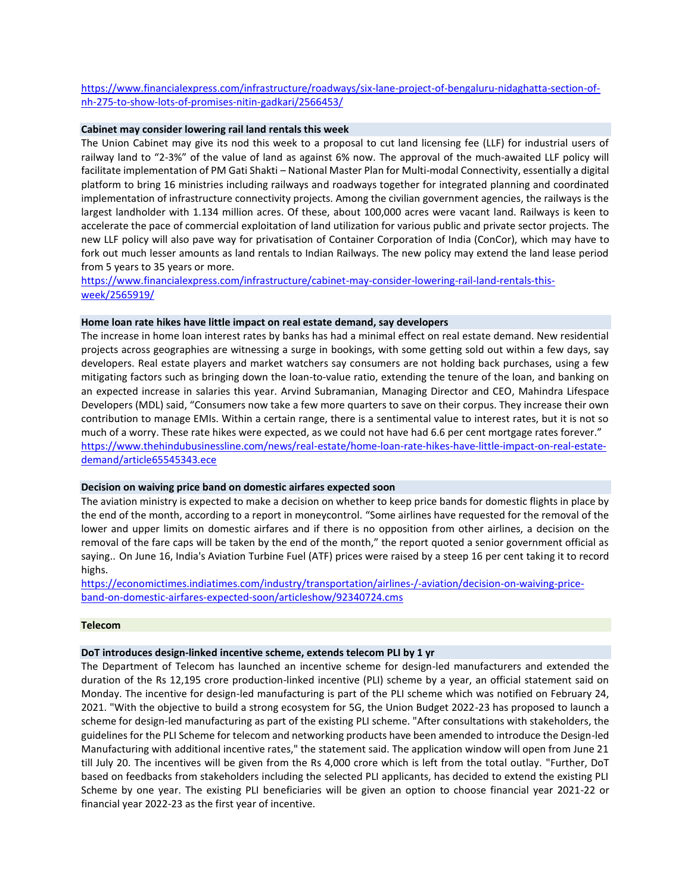https://www.financialexpress.com/infrastructure/roadways/six-lane-project-of-bengaluru-nidaghatta-section-of-nh-275-to-show-lots-of-promises-nitin-gadkari/2566453/

**Cabinet may consider lowering rail land rentals this week**

The Union Cabinet may give its nod this week to a proposal to cut land licensing fee (LLF) for industrial users of railway land to "2-3%" of the value of land as against 6% now. The approval of the much-awaited LLF policy will facilitate implementation of PM Gati Shakti – National Master Plan for Multi-modal Connectivity, essentially a digital platform to bring 16 ministries including railways and roadways together for integrated planning and coordinated implementation of infrastructure connectivity projects. Among the civilian government agencies, the railways is the largest landholder with 1.134 million acres. Of these, about 100,000 acres were vacant land. Railways is keen to accelerate the pace of commercial exploitation of land utilization for various public and private sector projects. The new LLF policy will also pave way for privatisation of Container Corporation of India (ConCor), which may have to fork out much lesser amounts as land rentals to Indian Railways. The new policy may extend the land lease period from 5 years to 35 years or more.

https://www.financialexpress.com/infrastructure/cabinet-may-consider-lowering-rail-land-rentals-this-week/2565919/

**Home loan rate hikes have little impact on real estate demand, say developers**

The increase in home loan interest rates by banks has had a minimal effect on real estate demand. New residential projects across geographies are witnessing a surge in bookings, with some getting sold out within a few days, say developers. Real estate players and market watchers say consumers are not holding back purchases, using a few mitigating factors such as bringing down the loan-to-value ratio, extending the tenure of the loan, and banking on an expected increase in salaries this year. Arvind Subramanian, Managing Director and CEO, Mahindra Lifespace Developers (MDL) said, "Consumers now take a few more quarters to save on their corpus. They increase their own contribution to manage EMIs. Within a certain range, there is a sentimental value to interest rates, but it is not so much of a worry. These rate hikes were expected, as we could not have had 6.6 per cent mortgage rates forever."

https://www.thehindubusinessline.com/news/real-estate/home-loan-rate-hikes-have-little-impact-on-real-estate-demand/article65545343.ece

**Decision on waiving price band on domestic airfares expected soon**

The aviation ministry is expected to make a decision on whether to keep price bands for domestic flights in place by the end of the month, according to a report in moneycontrol. "Some airlines have requested for the removal of the lower and upper limits on domestic airfares and if there is no opposition from other airlines, a decision on the removal of the fare caps will be taken by the end of the month," the report quoted a senior government official as saying.. On June 16, India's Aviation Turbine Fuel (ATF) prices were raised by a steep 16 per cent taking it to record highs.

https://economictimes.indiatimes.com/industry/transportation/airlines-/-aviation/decision-on-waiving-price-band-on-domestic-airfares-expected-soon/articleshow/92340724.cms

## Telecom

**DoT introduces design-linked incentive scheme, extends telecom PLI by 1 yr**

The Department of Telecom has launched an incentive scheme for design-led manufacturers and extended the duration of the Rs 12,195 crore production-linked incentive (PLI) scheme by a year, an official statement said on Monday. The incentive for design-led manufacturing is part of the PLI scheme which was notified on February 24, 2021. "With the objective to build a strong ecosystem for 5G, the Union Budget 2022-23 has proposed to launch a scheme for design-led manufacturing as part of the existing PLI scheme. "After consultations with stakeholders, the guidelines for the PLI Scheme for telecom and networking products have been amended to introduce the Design-led Manufacturing with additional incentive rates," the statement said. The application window will open from June 21 till July 20. The incentives will be given from the Rs 4,000 crore which is left from the total outlay. "Further, DoT based on feedbacks from stakeholders including the selected PLI applicants, has decided to extend the existing PLI Scheme by one year. The existing PLI beneficiaries will be given an option to choose financial year 2021-22 or financial year 2022-23 as the first year of incentive.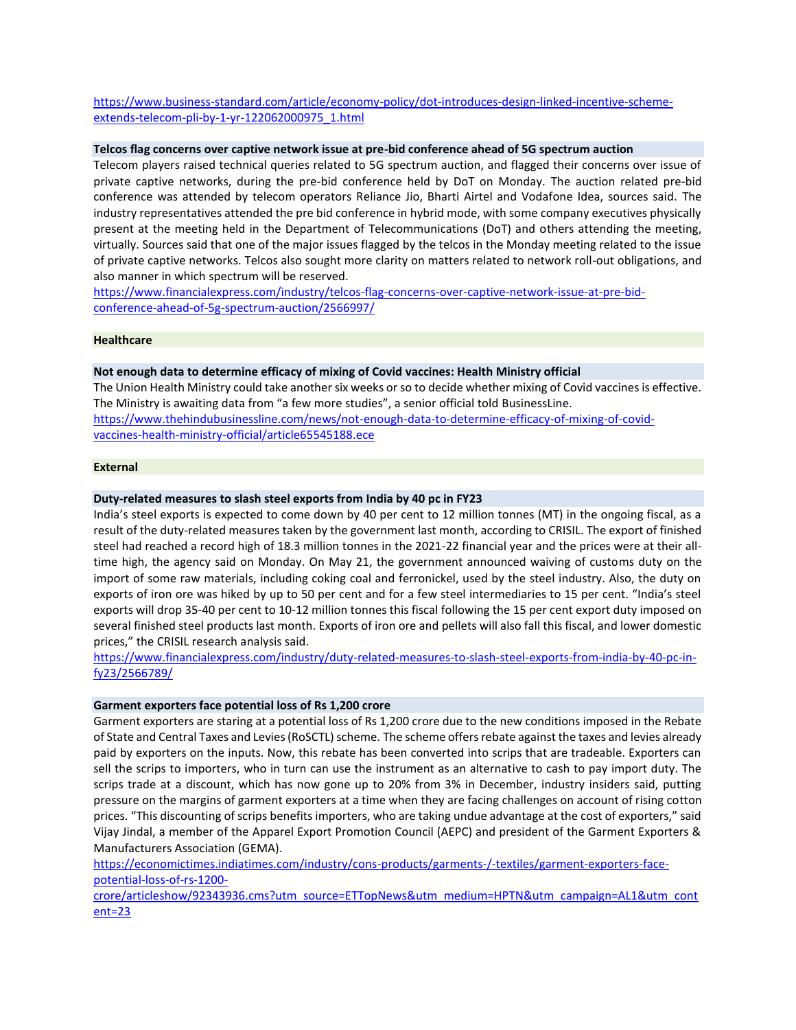https://www.business-standard.com/article/economy-policy/dot-introduces-design-linked-incentive-scheme-extends-telecom-pli-by-1-yr-122062000975_1.html

### Telcos flag concerns over captive network issue at pre-bid conference ahead of 5G spectrum auction

Telecom players raised technical queries related to 5G spectrum auction, and flagged their concerns over issue of private captive networks, during the pre-bid conference held by DoT on Monday. The auction related pre-bid conference was attended by telecom operators Reliance Jio, Bharti Airtel and Vodafone Idea, sources said. The industry representatives attended the pre bid conference in hybrid mode, with some company executives physically present at the meeting held in the Department of Telecommunications (DoT) and others attending the meeting, virtually. Sources said that one of the major issues flagged by the telcos in the Monday meeting related to the issue of private captive networks. Telcos also sought more clarity on matters related to network roll-out obligations, and also manner in which spectrum will be reserved.
https://www.financialexpress.com/industry/telcos-flag-concerns-over-captive-network-issue-at-pre-bid-conference-ahead-of-5g-spectrum-auction/2566997/

## Healthcare

### Not enough data to determine efficacy of mixing of Covid vaccines: Health Ministry official

The Union Health Ministry could take another six weeks or so to decide whether mixing of Covid vaccines is effective. The Ministry is awaiting data from "a few more studies", a senior official told BusinessLine.
https://www.thehindubusinessline.com/news/not-enough-data-to-determine-efficacy-of-mixing-of-covid-vaccines-health-ministry-official/article65545188.ece

## External

### Duty-related measures to slash steel exports from India by 40 pc in FY23

India's steel exports is expected to come down by 40 per cent to 12 million tonnes (MT) in the ongoing fiscal, as a result of the duty-related measures taken by the government last month, according to CRISIL. The export of finished steel had reached a record high of 18.3 million tonnes in the 2021-22 financial year and the prices were at their all-time high, the agency said on Monday. On May 21, the government announced waiving of customs duty on the import of some raw materials, including coking coal and ferronickel, used by the steel industry. Also, the duty on exports of iron ore was hiked by up to 50 per cent and for a few steel intermediaries to 15 per cent. "India's steel exports will drop 35-40 per cent to 10-12 million tonnes this fiscal following the 15 per cent export duty imposed on several finished steel products last month. Exports of iron ore and pellets will also fall this fiscal, and lower domestic prices," the CRISIL research analysis said.
https://www.financialexpress.com/industry/duty-related-measures-to-slash-steel-exports-from-india-by-40-pc-in-fy23/2566789/

### Garment exporters face potential loss of Rs 1,200 crore

Garment exporters are staring at a potential loss of Rs 1,200 crore due to the new conditions imposed in the Rebate of State and Central Taxes and Levies (RoSCTL) scheme. The scheme offers rebate against the taxes and levies already paid by exporters on the inputs. Now, this rebate has been converted into scrips that are tradeable. Exporters can sell the scrips to importers, who in turn can use the instrument as an alternative to cash to pay import duty. The scrips trade at a discount, which has now gone up to 20% from 3% in December, industry insiders said, putting pressure on the margins of garment exporters at a time when they are facing challenges on account of rising cotton prices. "This discounting of scrips benefits importers, who are taking undue advantage at the cost of exporters," said Vijay Jindal, a member of the Apparel Export Promotion Council (AEPC) and president of the Garment Exporters & Manufacturers Association (GEMA).
https://economictimes.indiatimes.com/industry/cons-products/garments-/-textiles/garment-exporters-face-potential-loss-of-rs-1200-crore/articleshow/92343936.cms?utm_source=ETTopNews&utm_medium=HPTN&utm_campaign=AL1&utm_content=23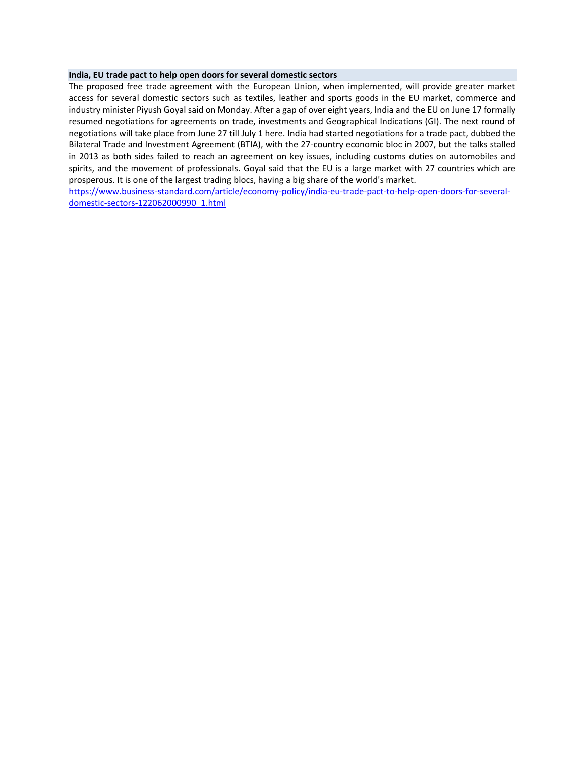**India, EU trade pact to help open doors for several domestic sectors**

The proposed free trade agreement with the European Union, when implemented, will provide greater market access for several domestic sectors such as textiles, leather and sports goods in the EU market, commerce and industry minister Piyush Goyal said on Monday. After a gap of over eight years, India and the EU on June 17 formally resumed negotiations for agreements on trade, investments and Geographical Indications (GI). The next round of negotiations will take place from June 27 till July 1 here. India had started negotiations for a trade pact, dubbed the Bilateral Trade and Investment Agreement (BTIA), with the 27-country economic bloc in 2007, but the talks stalled in 2013 as both sides failed to reach an agreement on key issues, including customs duties on automobiles and spirits, and the movement of professionals. Goyal said that the EU is a large market with 27 countries which are prosperous. It is one of the largest trading blocs, having a big share of the world's market.

https://www.business-standard.com/article/economy-policy/india-eu-trade-pact-to-help-open-doors-for-several-domestic-sectors-122062000990_1.html